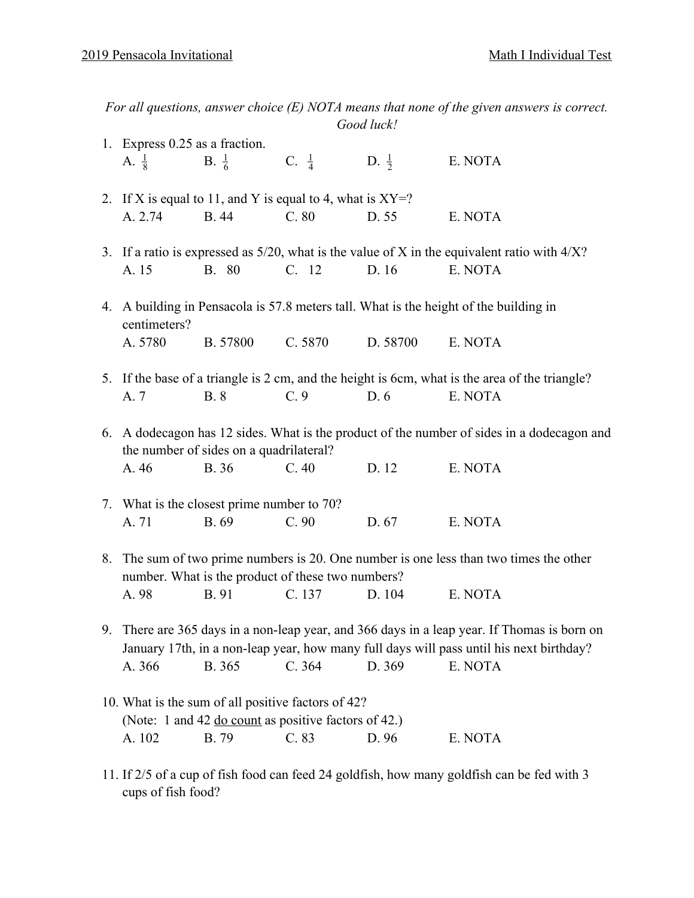*For all questions, answer choice (E) NOTA means that none of the given answers is correct. Good luck!*

1. Express 0.25 as a fraction.
   A. $\frac{1}{8}$ B. $\frac{1}{6}$ C. $\frac{1}{4}$ D. $\frac{1}{2}$ E. NOTA

2. If X is equal to 11, and Y is equal to 4, what is XY=?
   A. 2.74 B. 44 C. 80 D. 55 E. NOTA

3. If a ratio is expressed as 5/20, what is the value of X in the equivalent ratio with 4/X?
   A. 15 B. 80 C. 12 D. 16 E. NOTA

4. A building in Pensacola is 57.8 meters tall. What is the height of the building in centimeters?
   A. 5780 B. 57800 C. 5870 D. 58700 E. NOTA

5. If the base of a triangle is 2 cm, and the height is 6cm, what is the area of the triangle?
   A. 7 B. 8 C. 9 D. 6 E. NOTA

6. A dodecagon has 12 sides. What is the product of the number of sides in a dodecagon and the number of sides on a quadrilateral?
   A. 46 B. 36 C. 40 D. 12 E. NOTA

7. What is the closest prime number to 70?
   A. 71 B. 69 C. 90 D. 67 E. NOTA

8. The sum of two prime numbers is 20. One number is one less than two times the other number. What is the product of these two numbers?
   A. 98 B. 91 C. 137 D. 104 E. NOTA

9. There are 365 days in a non-leap year, and 366 days in a leap year. If Thomas is born on January 17th, in a non-leap year, how many full days will pass until his next birthday?
   A. 366 B. 365 C. 364 D. 369 E. NOTA

10. What is the sum of all positive factors of 42?
    (Note: 1 and 42 <u>do count</u> as positive factors of 42.)
    A. 102 B. 79 C. 83 D. 96 E. NOTA

11. If 2/5 of a cup of fish food can feed 24 goldfish, how many goldfish can be fed with 3 cups of fish food?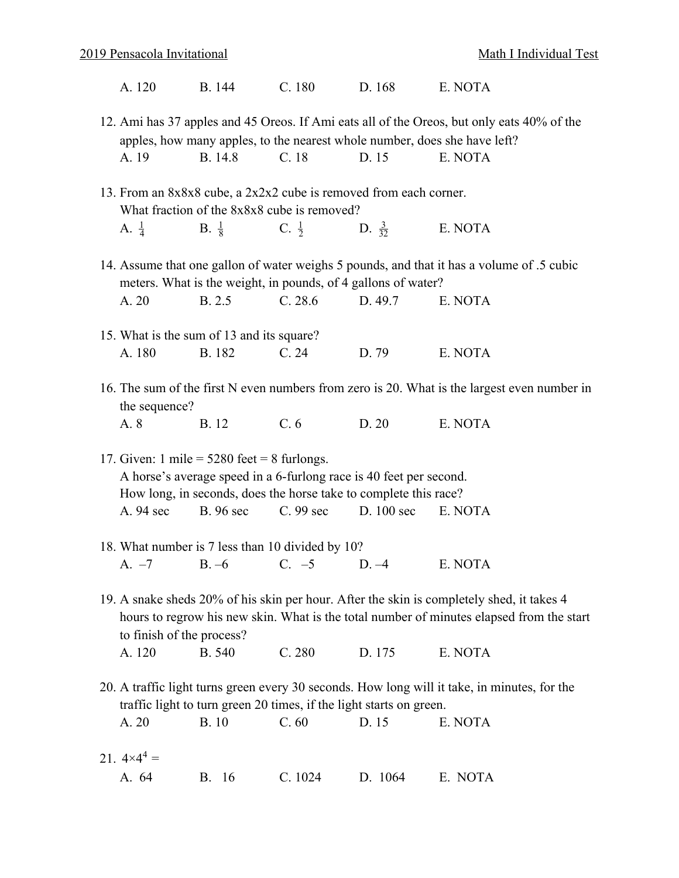A. 120  B. 144  C. 180  D. 168  E. NOTA

12. Ami has 37 apples and 45 Oreos. If Ami eats all of the Oreos, but only eats 40% of the apples, how many apples, to the nearest whole number, does she have left?
    A. 19  B. 14.8  C. 18  D. 15  E. NOTA

13. From an 8x8x8 cube, a 2x2x2 cube is removed from each corner.
    What fraction of the 8x8x8 cube is removed?
    A. $\frac{1}{4}$  B. $\frac{1}{8}$  C. $\frac{1}{2}$  D. $\frac{3}{32}$  E. NOTA

14. Assume that one gallon of water weighs 5 pounds, and that it has a volume of .5 cubic meters. What is the weight, in pounds, of 4 gallons of water?
    A. 20  B. 2.5  C. 28.6  D. 49.7  E. NOTA

15. What is the sum of 13 and its square?
    A. 180  B. 182  C. 24  D. 79  E. NOTA

16. The sum of the first N even numbers from zero is 20. What is the largest even number in the sequence?
    A. 8  B. 12  C. 6  D. 20  E. NOTA

17. Given: 1 mile = 5280 feet = 8 furlongs.
    A horse's average speed in a 6-furlong race is 40 feet per second.
    How long, in seconds, does the horse take to complete this race?
    A. 94 sec  B. 96 sec  C. 99 sec  D. 100 sec  E. NOTA

18. What number is 7 less than 10 divided by 10?
    A. –7  B. –6  C. –5  D. –4  E. NOTA

19. A snake sheds 20% of his skin per hour. After the skin is completely shed, it takes 4 hours to regrow his new skin. What is the total number of minutes elapsed from the start to finish of the process?
    A. 120  B. 540  C. 280  D. 175  E. NOTA

20. A traffic light turns green every 30 seconds. How long will it take, in minutes, for the traffic light to turn green 20 times, if the light starts on green.
    A. 20  B. 10  C. 60  D. 15  E. NOTA

21. $4 \times 4^4 =$
    A. 64  B. 16  C. 1024  D. 1064  E. NOTA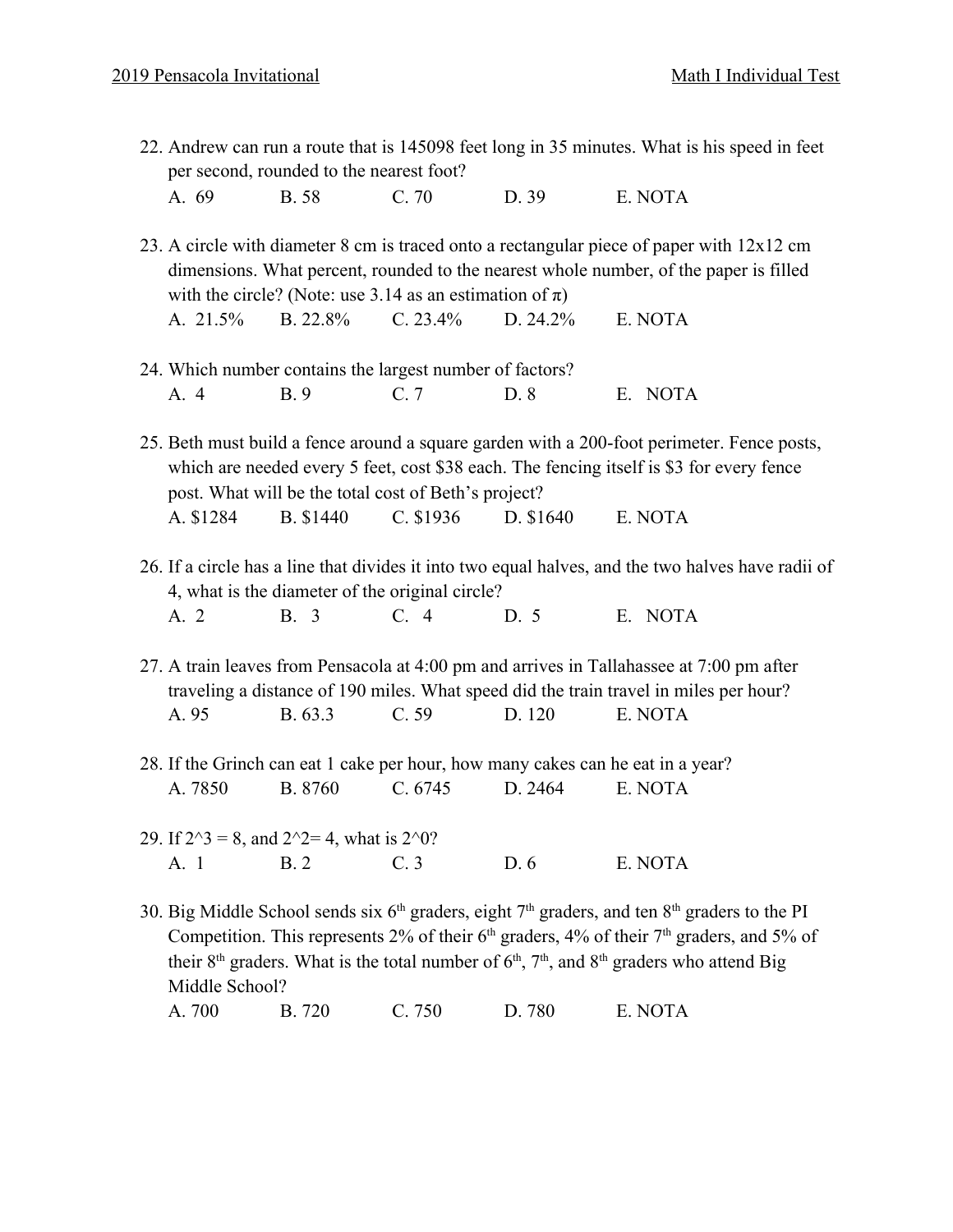22. Andrew can run a route that is 145098 feet long in 35 minutes. What is his speed in feet per second, rounded to the nearest foot?

    A. 69 B. 58 C. 70 D. 39 E. NOTA

23. A circle with diameter 8 cm is traced onto a rectangular piece of paper with 12x12 cm dimensions. What percent, rounded to the nearest whole number, of the paper is filled with the circle? (Note: use 3.14 as an estimation of π)

    A. 21.5% B. 22.8% C. 23.4% D. 24.2% E. NOTA

24. Which number contains the largest number of factors?

    A. 4 B. 9 C. 7 D. 8 E. NOTA

25. Beth must build a fence around a square garden with a 200-foot perimeter. Fence posts, which are needed every 5 feet, cost $38 each. The fencing itself is $3 for every fence post. What will be the total cost of Beth's project?

    A. $1284 B. $1440 C. $1936 D. $1640 E. NOTA

26. If a circle has a line that divides it into two equal halves, and the two halves have radii of 4, what is the diameter of the original circle?

    A. 2 B. 3 C. 4 D. 5 E. NOTA

27. A train leaves from Pensacola at 4:00 pm and arrives in Tallahassee at 7:00 pm after traveling a distance of 190 miles. What speed did the train travel in miles per hour?

    A. 95 B. 63.3 C. 59 D. 120 E. NOTA

28. If the Grinch can eat 1 cake per hour, how many cakes can he eat in a year?

    A. 7850 B. 8760 C. 6745 D. 2464 E. NOTA

29. If 2^3 = 8, and 2^2= 4, what is 2^0?

    A. 1 B. 2 C. 3 D. 6 E. NOTA

30. Big Middle School sends six 6th graders, eight 7th graders, and ten 8th graders to the PI Competition. This represents 2% of their 6th graders, 4% of their 7th graders, and 5% of their 8th graders. What is the total number of 6th, 7th, and 8th graders who attend Big Middle School?

    A. 700 B. 720 C. 750 D. 780 E. NOTA